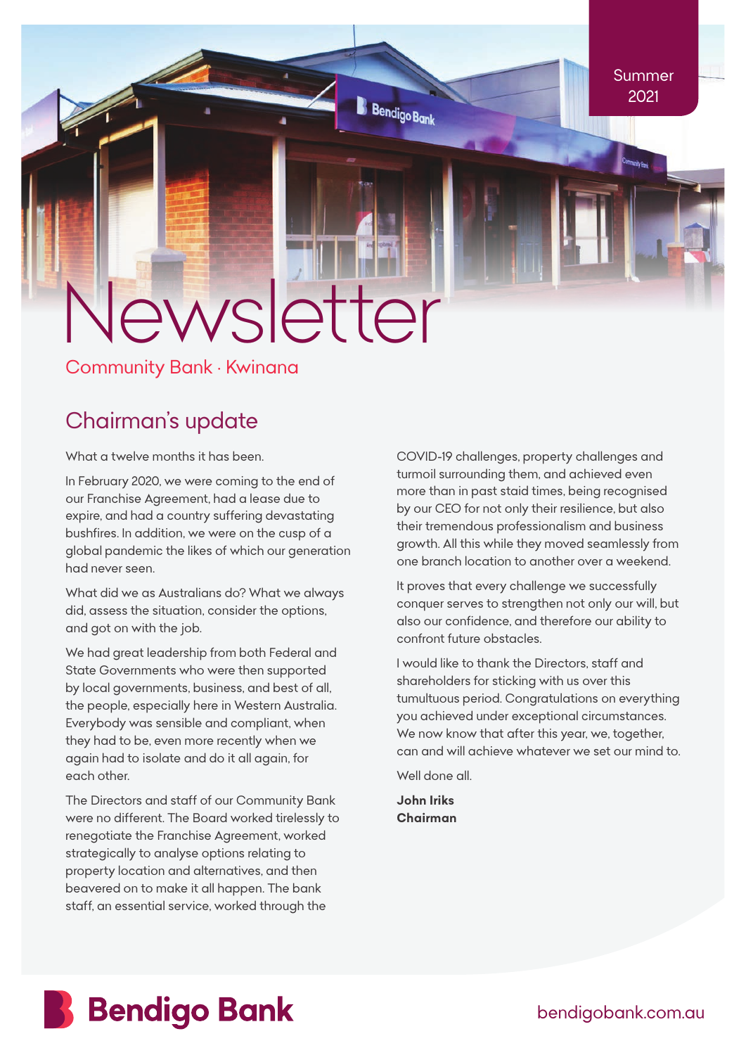Summer 2021

# Newsletter

Community Bank · Kwinana

## Chairman's update

What a twelve months it has been.

In February 2020, we were coming to the end of our Franchise Agreement, had a lease due to expire, and had a country suffering devastating bushfires. In addition, we were on the cusp of a global pandemic the likes of which our generation had never seen.

What did we as Australians do? What we always did, assess the situation, consider the options, and got on with the job.

We had great leadership from both Federal and State Governments who were then supported by local governments, business, and best of all, the people, especially here in Western Australia. Everybody was sensible and compliant, when they had to be, even more recently when we again had to isolate and do it all again, for each other.

The Directors and staff of our Community Bank were no different. The Board worked tirelessly to renegotiate the Franchise Agreement, worked strategically to analyse options relating to property location and alternatives, and then beavered on to make it all happen. The bank staff, an essential service, worked through the COVID-19 challenges, property challenges and turmoil surrounding them, and achieved even more than in past staid times, being recognised by our CEO for not only their resilience, but also their tremendous professionalism and business growth. All this while they moved seamlessly from one branch location to another over a weekend.

It proves that every challenge we successfully conquer serves to strengthen not only our will, but also our confidence, and therefore our ability to confront future obstacles.

I would like to thank the Directors, staff and shareholders for sticking with us over this tumultuous period. Congratulations on everything you achieved under exceptional circumstances. We now know that after this year, we, together, can and will achieve whatever we set our mind to.

Well done all.

**John Iriks**
**Chairman**

Bendigo Bank

bendigobank.com.au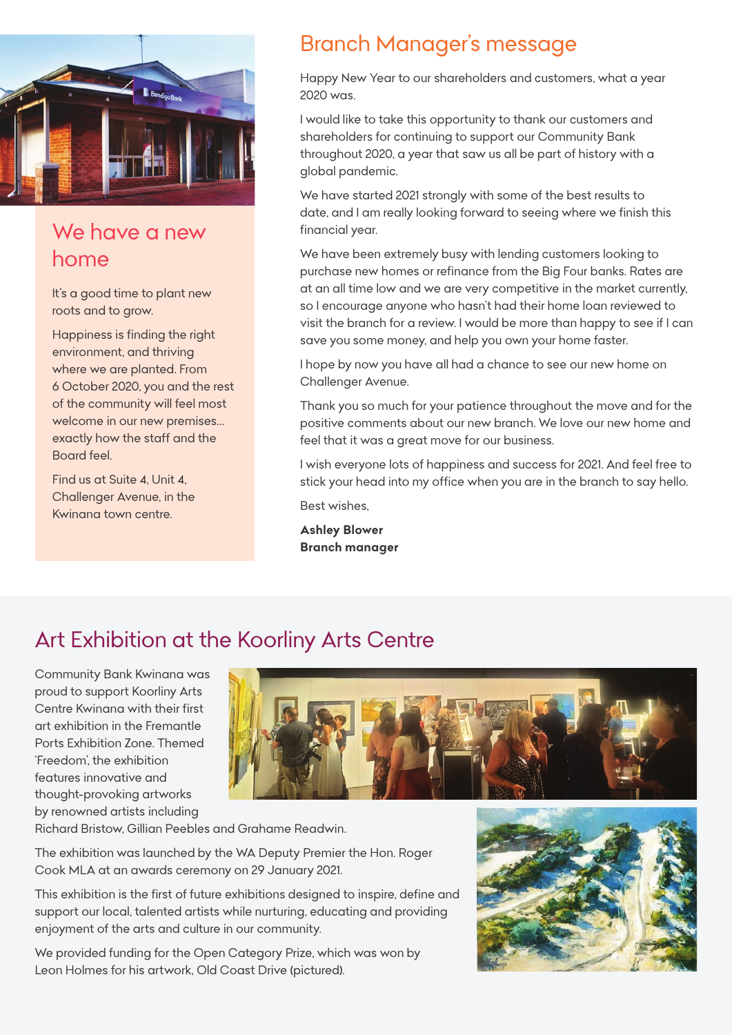## We have a new home

It's a good time to plant new roots and to grow.

Happiness is finding the right environment, and thriving where we are planted. From 6 October 2020, you and the rest of the community will feel most welcome in our new premises... exactly how the staff and the Board feel.

Find us at Suite 4, Unit 4, Challenger Avenue, in the Kwinana town centre.

## Branch Manager's message

Happy New Year to our shareholders and customers, what a year 2020 was.

I would like to take this opportunity to thank our customers and shareholders for continuing to support our Community Bank throughout 2020, a year that saw us all be part of history with a global pandemic.

We have started 2021 strongly with some of the best results to date, and I am really looking forward to seeing where we finish this financial year.

We have been extremely busy with lending customers looking to purchase new homes or refinance from the Big Four banks. Rates are at an all time low and we are very competitive in the market currently, so I encourage anyone who hasn't had their home loan reviewed to visit the branch for a review. I would be more than happy to see if I can save you some money, and help you own your home faster.

I hope by now you have all had a chance to see our new home on Challenger Avenue.

Thank you so much for your patience throughout the move and for the positive comments about our new branch. We love our new home and feel that it was a great move for our business.

I wish everyone lots of happiness and success for 2021. And feel free to stick your head into my office when you are in the branch to say hello.

Best wishes,

**Ashley Blower**
**Branch manager**

## Art Exhibition at the Koorliny Arts Centre

Community Bank Kwinana was proud to support Koorliny Arts Centre Kwinana with their first art exhibition in the Fremantle Ports Exhibition Zone. Themed 'Freedom', the exhibition features innovative and thought-provoking artworks by renowned artists including Richard Bristow, Gillian Peebles and Grahame Readwin.

The exhibition was launched by the WA Deputy Premier the Hon. Roger Cook MLA at an awards ceremony on 29 January 2021.

This exhibition is the first of future exhibitions designed to inspire, define and support our local, talented artists while nurturing, educating and providing enjoyment of the arts and culture in our community.

We provided funding for the Open Category Prize, which was won by Leon Holmes for his artwork, Old Coast Drive (pictured).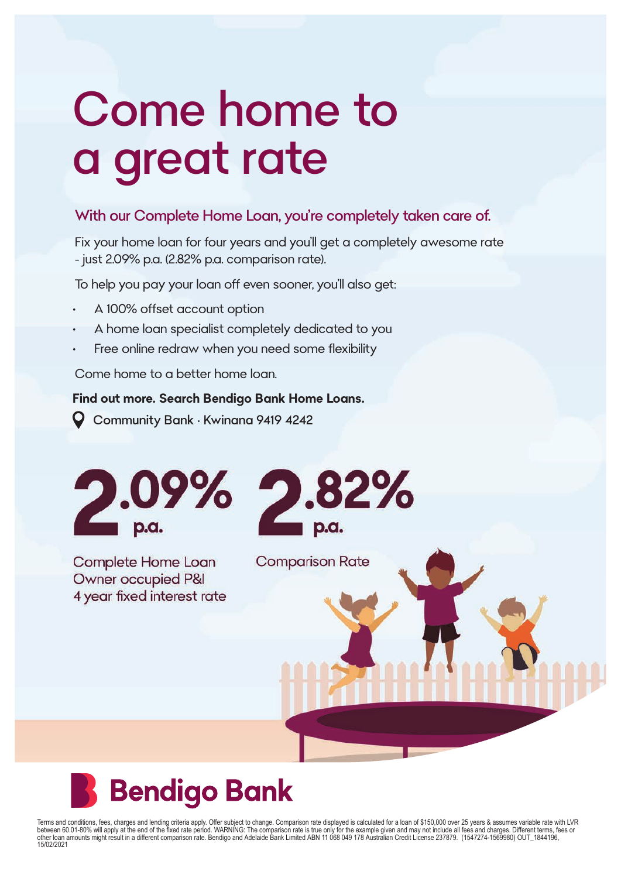# Come home to a great rate

## With our Complete Home Loan, you're completely taken care of.

Fix your home loan for four years and you'll get a completely awesome rate - just 2.09% p.a. (2.82% p.a. comparison rate).

To help you pay your loan off even sooner, you'll also get:

- A 100% offset account option
- A home loan specialist completely dedicated to you
- Free online redraw when you need some flexibility

Come home to a better home loan.

**Find out more. Search Bendigo Bank Home Loans.**

Community Bank · Kwinana 9419 4242

**2.09% p.a.**

Complete Home Loan
Owner occupied P&I
4 year fixed interest rate

**2.82% p.a.**

Comparison Rate

**Bendigo Bank**

Terms and conditions, fees, charges and lending criteria apply. Offer subject to change. Comparison rate displayed is calculated for a loan of $150,000 over 25 years & assumes variable rate with LVR between 60.01-80% will apply at the end of the fixed rate period. WARNING: The comparison rate is true only for the example given and may not include all fees and charges. Different terms, fees or other loan amounts might result in a different comparison rate. Bendigo and Adelaide Bank Limited ABN 11 068 049 178 Australian Credit License 237879. (1547274-1569980) OUT_1844196, 15/02/2021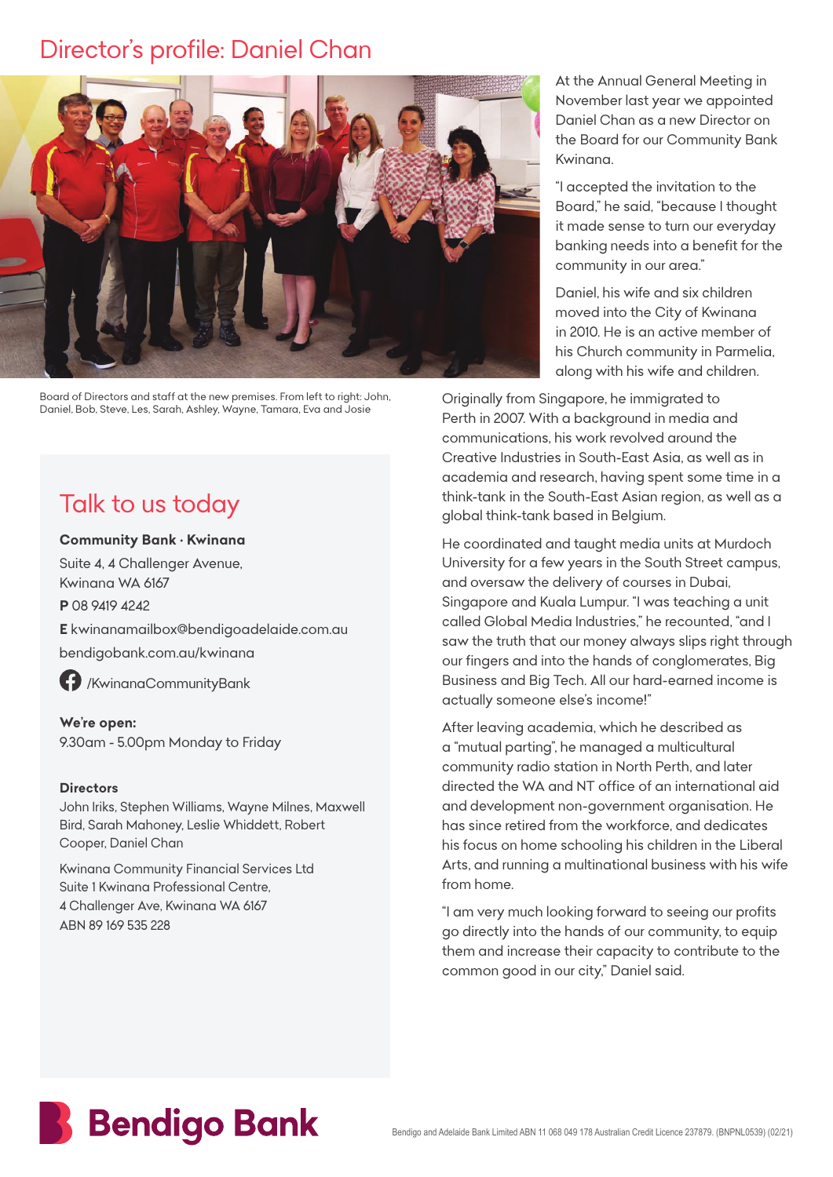# Director's profile: Daniel Chan

Board of Directors and staff at the new premises. From left to right: John, Daniel, Bob, Steve, Les, Sarah, Ashley, Wayne, Tamara, Eva and Josie

At the Annual General Meeting in November last year we appointed Daniel Chan as a new Director on the Board for our Community Bank Kwinana.

"I accepted the invitation to the Board," he said, "because I thought it made sense to turn our everyday banking needs into a benefit for the community in our area."

Daniel, his wife and six children moved into the City of Kwinana in 2010. He is an active member of his Church community in Parmelia, along with his wife and children.

Originally from Singapore, he immigrated to Perth in 2007. With a background in media and communications, his work revolved around the Creative Industries in South-East Asia, as well as in academia and research, having spent some time in a think-tank in the South-East Asian region, as well as a global think-tank based in Belgium.

He coordinated and taught media units at Murdoch University for a few years in the South Street campus, and oversaw the delivery of courses in Dubai, Singapore and Kuala Lumpur. "I was teaching a unit called Global Media Industries," he recounted, "and I saw the truth that our money always slips right through our fingers and into the hands of conglomerates, Big Business and Big Tech. All our hard-earned income is actually someone else's income!"

After leaving academia, which he described as a "mutual parting", he managed a multicultural community radio station in North Perth, and later directed the WA and NT office of an international aid and development non-government organisation. He has since retired from the workforce, and dedicates his focus on home schooling his children in the Liberal Arts, and running a multinational business with his wife from home.

"I am very much looking forward to seeing our profits go directly into the hands of our community, to equip them and increase their capacity to contribute to the common good in our city," Daniel said.

## Talk to us today

**Community Bank · Kwinana**

Suite 4, 4 Challenger Avenue,
Kwinana WA 6167

**P** 08 9419 4242

**E** kwinanamailbox@bendigoadelaide.com.au

bendigobank.com.au/kwinana

/KwinanaCommunityBank

**We're open:**
9.30am - 5.00pm Monday to Friday

**Directors**

John Iriks, Stephen Williams, Wayne Milnes, Maxwell Bird, Sarah Mahoney, Leslie Whiddett, Robert Cooper, Daniel Chan

Kwinana Community Financial Services Ltd
Suite 1 Kwinana Professional Centre,
4 Challenger Ave, Kwinana WA 6167
ABN 89 169 535 228

Bendigo Bank

Bendigo and Adelaide Bank Limited ABN 11 068 049 178 Australian Credit Licence 237879. (BNPNL0539) (02/21)